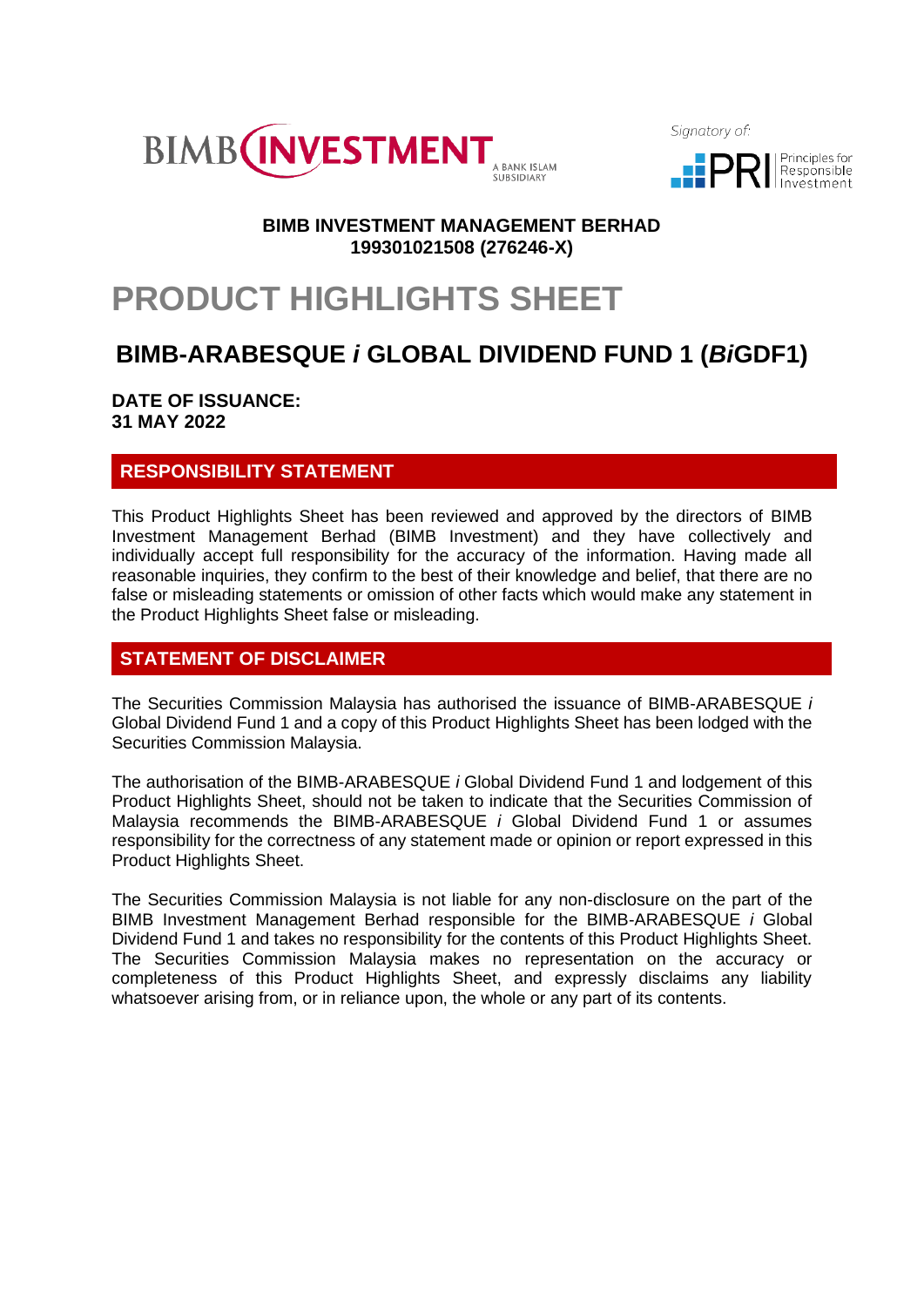BIMB INVESTMENT A BANK ISLAM SUBSIDIARY

Signatory of: PRI Principles for Responsible Investment

**BIMB INVESTMENT MANAGEMENT BERHAD**
**199301021508 (276246-X)**

# PRODUCT HIGHLIGHTS SHEET

## BIMB-ARABESQUE *i* GLOBAL DIVIDEND FUND 1 (*Bi*GDF1)

**DATE OF ISSUANCE:**
**31 MAY 2022**

### RESPONSIBILITY STATEMENT

This Product Highlights Sheet has been reviewed and approved by the directors of BIMB Investment Management Berhad (BIMB Investment) and they have collectively and individually accept full responsibility for the accuracy of the information. Having made all reasonable inquiries, they confirm to the best of their knowledge and belief, that there are no false or misleading statements or omission of other facts which would make any statement in the Product Highlights Sheet false or misleading.

### STATEMENT OF DISCLAIMER

The Securities Commission Malaysia has authorised the issuance of BIMB-ARABESQUE *i* Global Dividend Fund 1 and a copy of this Product Highlights Sheet has been lodged with the Securities Commission Malaysia.

The authorisation of the BIMB-ARABESQUE *i* Global Dividend Fund 1 and lodgement of this Product Highlights Sheet, should not be taken to indicate that the Securities Commission of Malaysia recommends the BIMB-ARABESQUE *i* Global Dividend Fund 1 or assumes responsibility for the correctness of any statement made or opinion or report expressed in this Product Highlights Sheet.

The Securities Commission Malaysia is not liable for any non-disclosure on the part of the BIMB Investment Management Berhad responsible for the BIMB-ARABESQUE *i* Global Dividend Fund 1 and takes no responsibility for the contents of this Product Highlights Sheet. The Securities Commission Malaysia makes no representation on the accuracy or completeness of this Product Highlights Sheet, and expressly disclaims any liability whatsoever arising from, or in reliance upon, the whole or any part of its contents.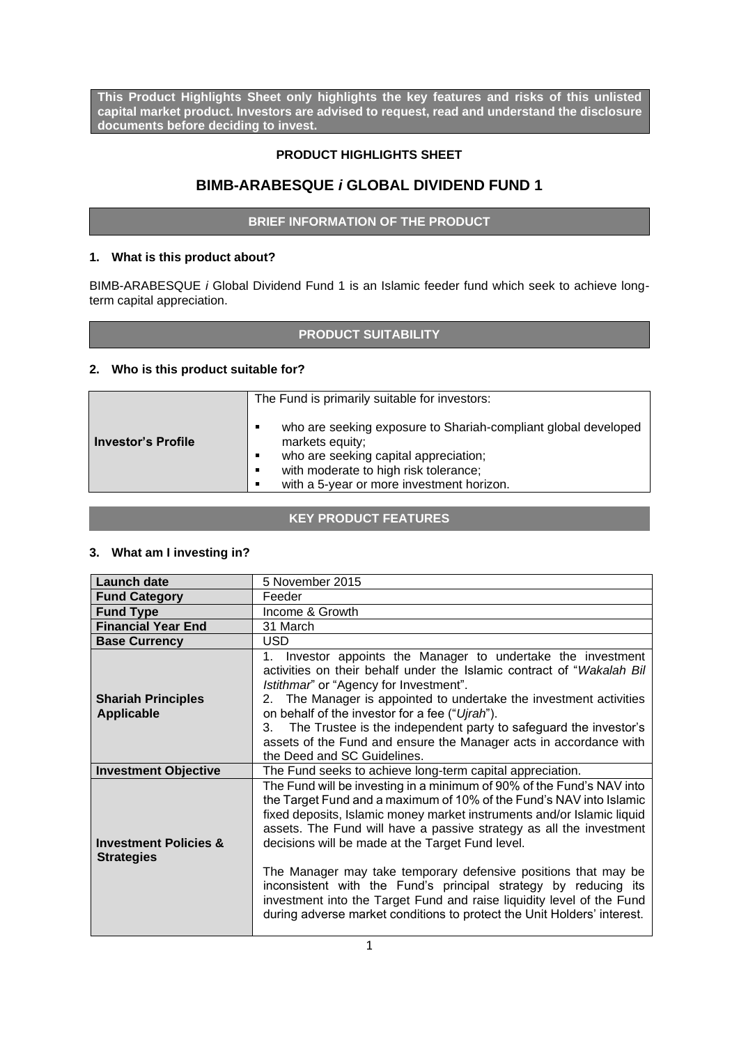**This Product Highlights Sheet only highlights the key features and risks of this unlisted capital market product. Investors are advised to request, read and understand the disclosure documents before deciding to invest.**

**PRODUCT HIGHLIGHTS SHEET**

# BIMB-ARABESQUE *i* GLOBAL DIVIDEND FUND 1

## BRIEF INFORMATION OF THE PRODUCT

### 1. What is this product about?

BIMB-ARABESQUE *i* Global Dividend Fund 1 is an Islamic feeder fund which seek to achieve long-term capital appreciation.

## PRODUCT SUITABILITY

### 2. Who is this product suitable for?

| | |
|---|---|
| **Investor's Profile** | The Fund is primarily suitable for investors:<br>▪ who are seeking exposure to Shariah-compliant global developed markets equity;<br>▪ who are seeking capital appreciation;<br>▪ with moderate to high risk tolerance;<br>▪ with a 5-year or more investment horizon. |

## KEY PRODUCT FEATURES

### 3. What am I investing in?

| | |
|---|---|
| **Launch date** | 5 November 2015 |
| **Fund Category** | Feeder |
| **Fund Type** | Income & Growth |
| **Financial Year End** | 31 March |
| **Base Currency** | USD |
| **Shariah Principles Applicable** | 1. Investor appoints the Manager to undertake the investment activities on their behalf under the Islamic contract of "*Wakalah Bil Istithmar*" or "Agency for Investment".<br>2. The Manager is appointed to undertake the investment activities on behalf of the investor for a fee ("*Ujrah*").<br>3. The Trustee is the independent party to safeguard the investor's assets of the Fund and ensure the Manager acts in accordance with the Deed and SC Guidelines. |
| **Investment Objective** | The Fund seeks to achieve long-term capital appreciation. |
| **Investment Policies & Strategies** | The Fund will be investing in a minimum of 90% of the Fund's NAV into the Target Fund and a maximum of 10% of the Fund's NAV into Islamic fixed deposits, Islamic money market instruments and/or Islamic liquid assets. The Fund will have a passive strategy as all the investment decisions will be made at the Target Fund level.<br><br>The Manager may take temporary defensive positions that may be inconsistent with the Fund's principal strategy by reducing its investment into the Target Fund and raise liquidity level of the Fund during adverse market conditions to protect the Unit Holders' interest. |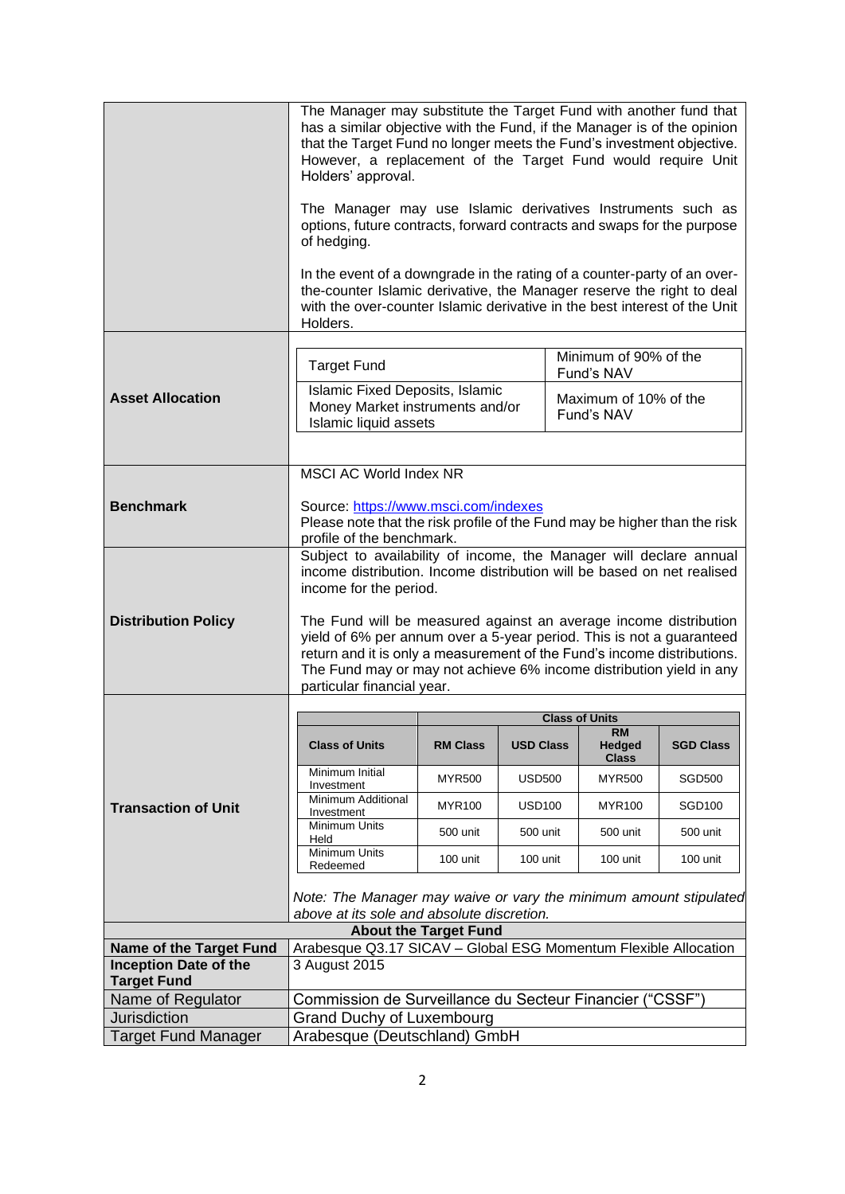| | |
|---|---|
| | The Manager may substitute the Target Fund with another fund that has a similar objective with the Fund, if the Manager is of the opinion that the Target Fund no longer meets the Fund's investment objective. However, a replacement of the Target Fund would require Unit Holders' approval.<br><br>The Manager may use Islamic derivatives Instruments such as options, future contracts, forward contracts and swaps for the purpose of hedging.<br><br>In the event of a downgrade in the rating of a counter-party of an over-the-counter Islamic derivative, the Manager reserve the right to deal with the over-counter Islamic derivative in the best interest of the Unit Holders. |
| **Asset Allocation** | Target Fund: Minimum of 90% of the Fund's NAV<br>Islamic Fixed Deposits, Islamic Money Market instruments and/or Islamic liquid assets: Maximum of 10% of the Fund's NAV |
| **Benchmark** | MSCI AC World Index NR<br><br>Source: https://www.msci.com/indexes<br>Please note that the risk profile of the Fund may be higher than the risk profile of the benchmark. |
| **Distribution Policy** | Subject to availability of income, the Manager will declare annual income distribution. Income distribution will be based on net realised income for the period.<br><br>The Fund will be measured against an average income distribution yield of 6% per annum over a 5-year period. This is not a guaranteed return and it is only a measurement of the Fund's income distributions. The Fund may or may not achieve 6% income distribution yield in any particular financial year. |
| **Transaction of Unit** | See table below |

**Transaction of Unit**

| | Class of Units | | | |
|---|---|---|---|---|
| **Class of Units** | **RM Class** | **USD Class** | **RM Hedged Class** | **SGD Class** |
| Minimum Initial Investment | MYR500 | USD500 | MYR500 | SGD500 |
| Minimum Additional Investment | MYR100 | USD100 | MYR100 | SGD100 |
| Minimum Units Held | 500 unit | 500 unit | 500 unit | 500 unit |
| Minimum Units Redeemed | 100 unit | 100 unit | 100 unit | 100 unit |

*Note: The Manager may waive or vary the minimum amount stipulated above at its sole and absolute discretion.*

**About the Target Fund**

| | |
|---|---|
| **Name of the Target Fund** | Arabesque Q3.17 SICAV – Global ESG Momentum Flexible Allocation |
| **Inception Date of the Target Fund** | 3 August 2015 |
| Name of Regulator | Commission de Surveillance du Secteur Financier ("CSSF") |
| Jurisdiction | Grand Duchy of Luxembourg |
| Target Fund Manager | Arabesque (Deutschland) GmbH |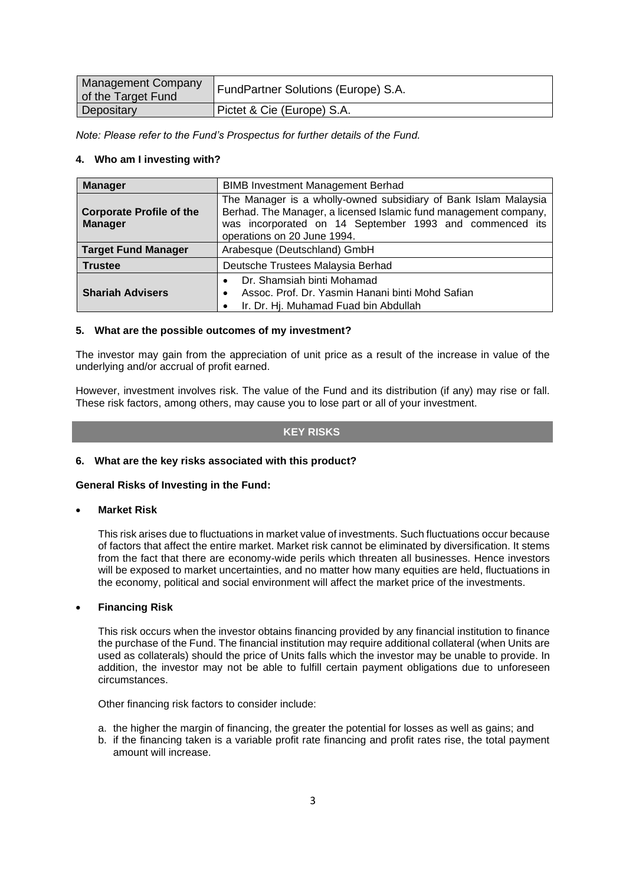| Management Company of the Target Fund | FundPartner Solutions (Europe) S.A. |
|---|---|
| Depositary | Pictet & Cie (Europe) S.A. |

*Note: Please refer to the Fund's Prospectus for further details of the Fund.*

### 4. Who am I investing with?

| **Manager** | BIMB Investment Management Berhad |
|---|---|
| **Corporate Profile of the Manager** | The Manager is a wholly-owned subsidiary of Bank Islam Malaysia Berhad. The Manager, a licensed Islamic fund management company, was incorporated on 14 September 1993 and commenced its operations on 20 June 1994. |
| **Target Fund Manager** | Arabesque (Deutschland) GmbH |
| **Trustee** | Deutsche Trustees Malaysia Berhad |
| **Shariah Advisers** | • Dr. Shamsiah binti Mohamad<br>• Assoc. Prof. Dr. Yasmin Hanani binti Mohd Safian<br>• Ir. Dr. Hj. Muhamad Fuad bin Abdullah |

### 5. What are the possible outcomes of my investment?

The investor may gain from the appreciation of unit price as a result of the increase in value of the underlying and/or accrual of profit earned.

However, investment involves risk. The value of the Fund and its distribution (if any) may rise or fall. These risk factors, among others, may cause you to lose part or all of your investment.

## KEY RISKS

### 6. What are the key risks associated with this product?

**General Risks of Investing in the Fund:**

- **Market Risk**

  This risk arises due to fluctuations in market value of investments. Such fluctuations occur because of factors that affect the entire market. Market risk cannot be eliminated by diversification. It stems from the fact that there are economy-wide perils which threaten all businesses. Hence investors will be exposed to market uncertainties, and no matter how many equities are held, fluctuations in the economy, political and social environment will affect the market price of the investments.

- **Financing Risk**

  This risk occurs when the investor obtains financing provided by any financial institution to finance the purchase of the Fund. The financial institution may require additional collateral (when Units are used as collaterals) should the price of Units falls which the investor may be unable to provide. In addition, the investor may not be able to fulfill certain payment obligations due to unforeseen circumstances.

  Other financing risk factors to consider include:

  a. the higher the margin of financing, the greater the potential for losses as well as gains; and
  b. if the financing taken is a variable profit rate financing and profit rates rise, the total payment amount will increase.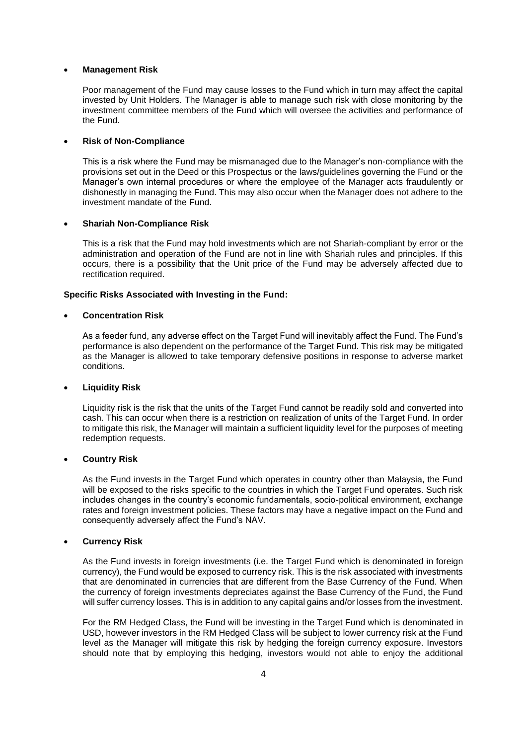- **Management Risk**

  Poor management of the Fund may cause losses to the Fund which in turn may affect the capital invested by Unit Holders. The Manager is able to manage such risk with close monitoring by the investment committee members of the Fund which will oversee the activities and performance of the Fund.

- **Risk of Non-Compliance**

  This is a risk where the Fund may be mismanaged due to the Manager's non-compliance with the provisions set out in the Deed or this Prospectus or the laws/guidelines governing the Fund or the Manager's own internal procedures or where the employee of the Manager acts fraudulently or dishonestly in managing the Fund. This may also occur when the Manager does not adhere to the investment mandate of the Fund.

- **Shariah Non-Compliance Risk**

  This is a risk that the Fund may hold investments which are not Shariah-compliant by error or the administration and operation of the Fund are not in line with Shariah rules and principles. If this occurs, there is a possibility that the Unit price of the Fund may be adversely affected due to rectification required.

**Specific Risks Associated with Investing in the Fund:**

- **Concentration Risk**

  As a feeder fund, any adverse effect on the Target Fund will inevitably affect the Fund. The Fund's performance is also dependent on the performance of the Target Fund. This risk may be mitigated as the Manager is allowed to take temporary defensive positions in response to adverse market conditions.

- **Liquidity Risk**

  Liquidity risk is the risk that the units of the Target Fund cannot be readily sold and converted into cash. This can occur when there is a restriction on realization of units of the Target Fund. In order to mitigate this risk, the Manager will maintain a sufficient liquidity level for the purposes of meeting redemption requests.

- **Country Risk**

  As the Fund invests in the Target Fund which operates in country other than Malaysia, the Fund will be exposed to the risks specific to the countries in which the Target Fund operates. Such risk includes changes in the country's economic fundamentals, socio-political environment, exchange rates and foreign investment policies. These factors may have a negative impact on the Fund and consequently adversely affect the Fund's NAV.

- **Currency Risk**

  As the Fund invests in foreign investments (i.e. the Target Fund which is denominated in foreign currency), the Fund would be exposed to currency risk. This is the risk associated with investments that are denominated in currencies that are different from the Base Currency of the Fund. When the currency of foreign investments depreciates against the Base Currency of the Fund, the Fund will suffer currency losses. This is in addition to any capital gains and/or losses from the investment.

  For the RM Hedged Class, the Fund will be investing in the Target Fund which is denominated in USD, however investors in the RM Hedged Class will be subject to lower currency risk at the Fund level as the Manager will mitigate this risk by hedging the foreign currency exposure. Investors should note that by employing this hedging, investors would not able to enjoy the additional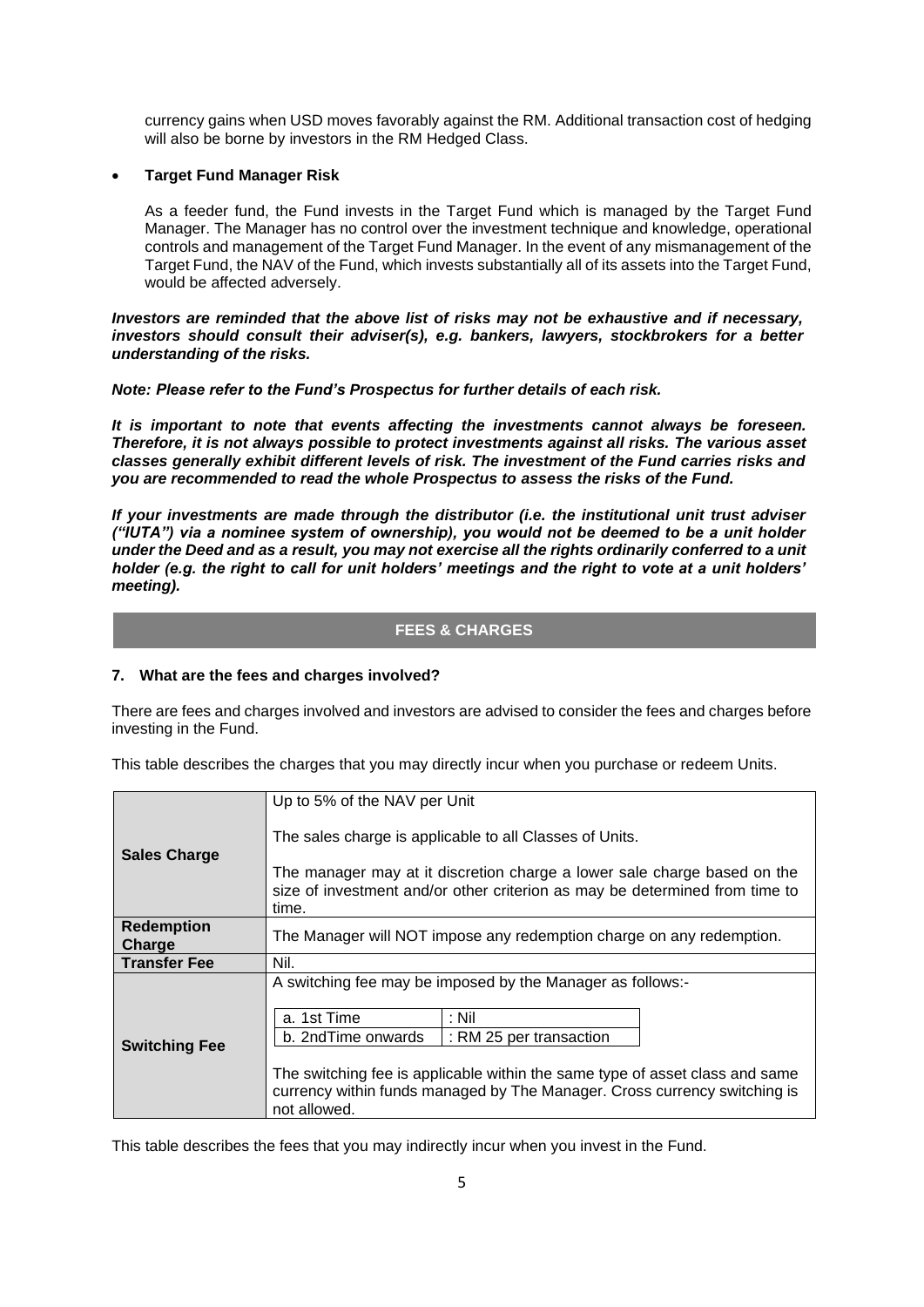currency gains when USD moves favorably against the RM. Additional transaction cost of hedging will also be borne by investors in the RM Hedged Class.

- **Target Fund Manager Risk**

  As a feeder fund, the Fund invests in the Target Fund which is managed by the Target Fund Manager. The Manager has no control over the investment technique and knowledge, operational controls and management of the Target Fund Manager. In the event of any mismanagement of the Target Fund, the NAV of the Fund, which invests substantially all of its assets into the Target Fund, would be affected adversely.

***Investors are reminded that the above list of risks may not be exhaustive and if necessary, investors should consult their adviser(s), e.g. bankers, lawyers, stockbrokers for a better understanding of the risks.***

***Note: Please refer to the Fund's Prospectus for further details of each risk.***

***It is important to note that events affecting the investments cannot always be foreseen. Therefore, it is not always possible to protect investments against all risks. The various asset classes generally exhibit different levels of risk. The investment of the Fund carries risks and you are recommended to read the whole Prospectus to assess the risks of the Fund.***

***If your investments are made through the distributor (i.e. the institutional unit trust adviser ("IUTA") via a nominee system of ownership), you would not be deemed to be a unit holder under the Deed and as a result, you may not exercise all the rights ordinarily conferred to a unit holder (e.g. the right to call for unit holders' meetings and the right to vote at a unit holders' meeting).***

## FEES & CHARGES

### 7. What are the fees and charges involved?

There are fees and charges involved and investors are advised to consider the fees and charges before investing in the Fund.

This table describes the charges that you may directly incur when you purchase or redeem Units.

| | |
|---|---|
| **Sales Charge** | Up to 5% of the NAV per Unit<br><br>The sales charge is applicable to all Classes of Units.<br><br>The manager may at it discretion charge a lower sale charge based on the size of investment and/or other criterion as may be determined from time to time. |
| **Redemption Charge** | The Manager will NOT impose any redemption charge on any redemption. |
| **Transfer Fee** | Nil. |
| **Switching Fee** | A switching fee may be imposed by the Manager as follows:-<br><br>a. 1st Time : Nil<br>b. 2ndTime onwards : RM 25 per transaction<br><br>The switching fee is applicable within the same type of asset class and same currency within funds managed by The Manager. Cross currency switching is not allowed. |

This table describes the fees that you may indirectly incur when you invest in the Fund.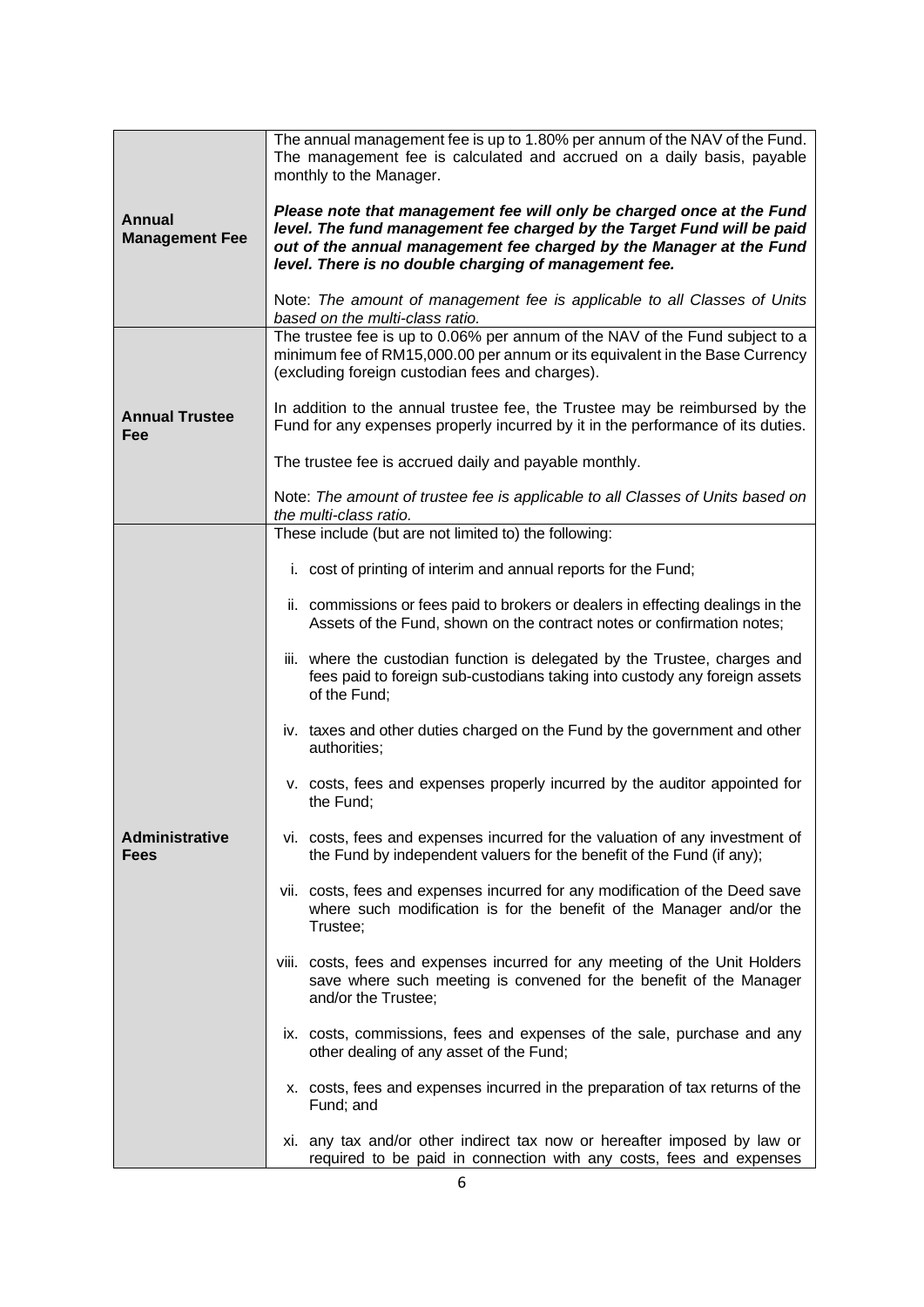| | |
|---|---|
| **Annual Management Fee** | The annual management fee is up to 1.80% per annum of the NAV of the Fund. The management fee is calculated and accrued on a daily basis, payable monthly to the Manager.<br><br>***Please note that management fee will only be charged once at the Fund level. The fund management fee charged by the Target Fund will be paid out of the annual management fee charged by the Manager at the Fund level. There is no double charging of management fee.***<br><br>Note: *The amount of management fee is applicable to all Classes of Units based on the multi-class ratio.* |
| **Annual Trustee Fee** | The trustee fee is up to 0.06% per annum of the NAV of the Fund subject to a minimum fee of RM15,000.00 per annum or its equivalent in the Base Currency (excluding foreign custodian fees and charges).<br><br>In addition to the annual trustee fee, the Trustee may be reimbursed by the Fund for any expenses properly incurred by it in the performance of its duties.<br><br>The trustee fee is accrued daily and payable monthly.<br><br>Note: *The amount of trustee fee is applicable to all Classes of Units based on the multi-class ratio.* |
| **Administrative Fees** | These include (but are not limited to) the following:<br><br>i. cost of printing of interim and annual reports for the Fund;<br><br>ii. commissions or fees paid to brokers or dealers in effecting dealings in the Assets of the Fund, shown on the contract notes or confirmation notes;<br><br>iii. where the custodian function is delegated by the Trustee, charges and fees paid to foreign sub-custodians taking into custody any foreign assets of the Fund;<br><br>iv. taxes and other duties charged on the Fund by the government and other authorities;<br><br>v. costs, fees and expenses properly incurred by the auditor appointed for the Fund;<br><br>vi. costs, fees and expenses incurred for the valuation of any investment of the Fund by independent valuers for the benefit of the Fund (if any);<br><br>vii. costs, fees and expenses incurred for any modification of the Deed save where such modification is for the benefit of the Manager and/or the Trustee;<br><br>viii. costs, fees and expenses incurred for any meeting of the Unit Holders save where such meeting is convened for the benefit of the Manager and/or the Trustee;<br><br>ix. costs, commissions, fees and expenses of the sale, purchase and any other dealing of any asset of the Fund;<br><br>x. costs, fees and expenses incurred in the preparation of tax returns of the Fund; and<br><br>xi. any tax and/or other indirect tax now or hereafter imposed by law or required to be paid in connection with any costs, fees and expenses |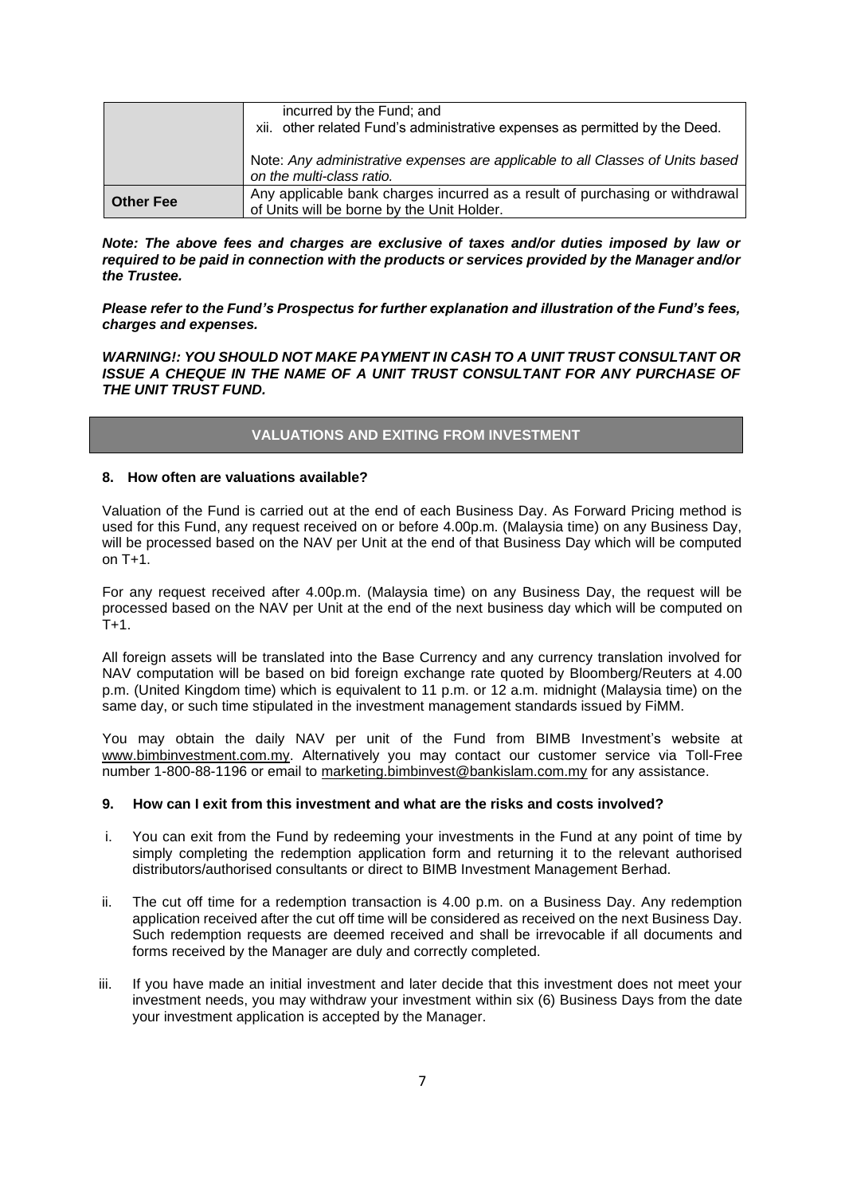|  |  |
|---|---|
|  | incurred by the Fund; and<br>xii. other related Fund's administrative expenses as permitted by the Deed.<br><br>Note: *Any administrative expenses are applicable to all Classes of Units based on the multi-class ratio.* |
| **Other Fee** | Any applicable bank charges incurred as a result of purchasing or withdrawal of Units will be borne by the Unit Holder. |

***Note: The above fees and charges are exclusive of taxes and/or duties imposed by law or required to be paid in connection with the products or services provided by the Manager and/or the Trustee.***

***Please refer to the Fund's Prospectus for further explanation and illustration of the Fund's fees, charges and expenses.***

***WARNING!: YOU SHOULD NOT MAKE PAYMENT IN CASH TO A UNIT TRUST CONSULTANT OR ISSUE A CHEQUE IN THE NAME OF A UNIT TRUST CONSULTANT FOR ANY PURCHASE OF THE UNIT TRUST FUND.***

## VALUATIONS AND EXITING FROM INVESTMENT

### 8. How often are valuations available?

Valuation of the Fund is carried out at the end of each Business Day. As Forward Pricing method is used for this Fund, any request received on or before 4.00p.m. (Malaysia time) on any Business Day, will be processed based on the NAV per Unit at the end of that Business Day which will be computed on T+1.

For any request received after 4.00p.m. (Malaysia time) on any Business Day, the request will be processed based on the NAV per Unit at the end of the next business day which will be computed on T+1.

All foreign assets will be translated into the Base Currency and any currency translation involved for NAV computation will be based on bid foreign exchange rate quoted by Bloomberg/Reuters at 4.00 p.m. (United Kingdom time) which is equivalent to 11 p.m. or 12 a.m. midnight (Malaysia time) on the same day, or such time stipulated in the investment management standards issued by FiMM.

You may obtain the daily NAV per unit of the Fund from BIMB Investment's website at www.bimbinvestment.com.my. Alternatively you may contact our customer service via Toll-Free number 1-800-88-1196 or email to marketing.bimbinvest@bankislam.com.my for any assistance.

### 9. How can I exit from this investment and what are the risks and costs involved?

i. You can exit from the Fund by redeeming your investments in the Fund at any point of time by simply completing the redemption application form and returning it to the relevant authorised distributors/authorised consultants or direct to BIMB Investment Management Berhad.

ii. The cut off time for a redemption transaction is 4.00 p.m. on a Business Day. Any redemption application received after the cut off time will be considered as received on the next Business Day. Such redemption requests are deemed received and shall be irrevocable if all documents and forms received by the Manager are duly and correctly completed.

iii. If you have made an initial investment and later decide that this investment does not meet your investment needs, you may withdraw your investment within six (6) Business Days from the date your investment application is accepted by the Manager.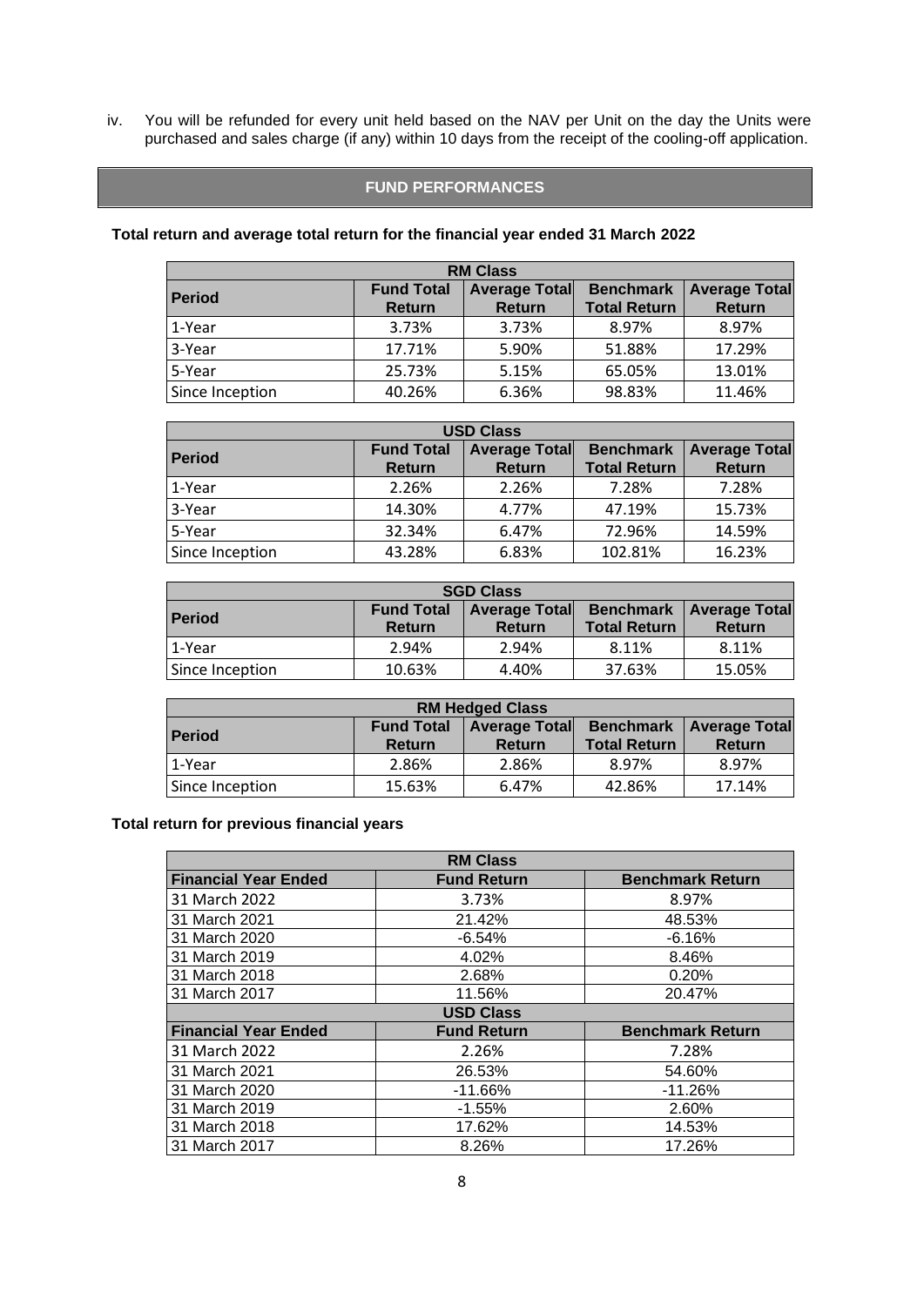iv. You will be refunded for every unit held based on the NAV per Unit on the day the Units were purchased and sales charge (if any) within 10 days from the receipt of the cooling-off application.

## FUND PERFORMANCES

**Total return and average total return for the financial year ended 31 March 2022**

| RM Class | | | | |
|---|---|---|---|---|
| **Period** | **Fund Total Return** | **Average Total Return** | **Benchmark Total Return** | **Average Total Return** |
| 1-Year | 3.73% | 3.73% | 8.97% | 8.97% |
| 3-Year | 17.71% | 5.90% | 51.88% | 17.29% |
| 5-Year | 25.73% | 5.15% | 65.05% | 13.01% |
| Since Inception | 40.26% | 6.36% | 98.83% | 11.46% |

| USD Class | | | | |
|---|---|---|---|---|
| **Period** | **Fund Total Return** | **Average Total Return** | **Benchmark Total Return** | **Average Total Return** |
| 1-Year | 2.26% | 2.26% | 7.28% | 7.28% |
| 3-Year | 14.30% | 4.77% | 47.19% | 15.73% |
| 5-Year | 32.34% | 6.47% | 72.96% | 14.59% |
| Since Inception | 43.28% | 6.83% | 102.81% | 16.23% |

| SGD Class | | | | |
|---|---|---|---|---|
| **Period** | **Fund Total Return** | **Average Total Return** | **Benchmark Total Return** | **Average Total Return** |
| 1-Year | 2.94% | 2.94% | 8.11% | 8.11% |
| Since Inception | 10.63% | 4.40% | 37.63% | 15.05% |

| RM Hedged Class | | | | |
|---|---|---|---|---|
| **Period** | **Fund Total Return** | **Average Total Return** | **Benchmark Total Return** | **Average Total Return** |
| 1-Year | 2.86% | 2.86% | 8.97% | 8.97% |
| Since Inception | 15.63% | 6.47% | 42.86% | 17.14% |

**Total return for previous financial years**

| RM Class | | |
|---|---|---|
| **Financial Year Ended** | **Fund Return** | **Benchmark Return** |
| 31 March 2022 | 3.73% | 8.97% |
| 31 March 2021 | 21.42% | 48.53% |
| 31 March 2020 | -6.54% | -6.16% |
| 31 March 2019 | 4.02% | 8.46% |
| 31 March 2018 | 2.68% | 0.20% |
| 31 March 2017 | 11.56% | 20.47% |
| **USD Class** | | |
| **Financial Year Ended** | **Fund Return** | **Benchmark Return** |
| 31 March 2022 | 2.26% | 7.28% |
| 31 March 2021 | 26.53% | 54.60% |
| 31 March 2020 | -11.66% | -11.26% |
| 31 March 2019 | -1.55% | 2.60% |
| 31 March 2018 | 17.62% | 14.53% |
| 31 March 2017 | 8.26% | 17.26% |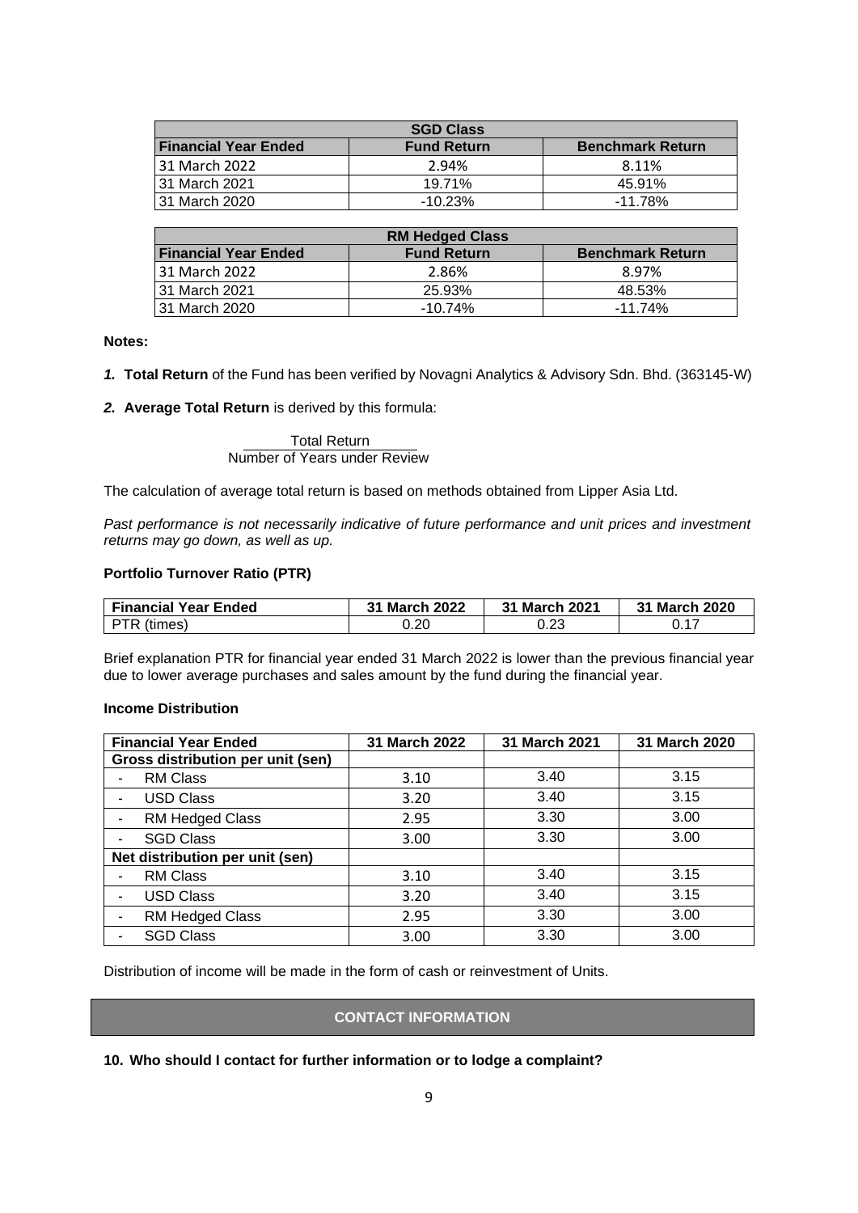| SGD Class | | |
|---|---|---|
| **Financial Year Ended** | **Fund Return** | **Benchmark Return** |
| 31 March 2022 | 2.94% | 8.11% |
| 31 March 2021 | 19.71% | 45.91% |
| 31 March 2020 | -10.23% | -11.78% |

| RM Hedged Class | | |
|---|---|---|
| **Financial Year Ended** | **Fund Return** | **Benchmark Return** |
| 31 March 2022 | 2.86% | 8.97% |
| 31 March 2021 | 25.93% | 48.53% |
| 31 March 2020 | -10.74% | -11.74% |

**Notes:**

***1.*** **Total Return** of the Fund has been verified by Novagni Analytics & Advisory Sdn. Bhd. (363145-W)

***2.*** **Average Total Return** is derived by this formula:

$$\frac{\text{Total Return}}{\text{Number of Years under Review}}$$

The calculation of average total return is based on methods obtained from Lipper Asia Ltd.

*Past performance is not necessarily indicative of future performance and unit prices and investment returns may go down, as well as up.*

**Portfolio Turnover Ratio (PTR)**

| Financial Year Ended | 31 March 2022 | 31 March 2021 | 31 March 2020 |
|---|---|---|---|
| PTR (times) | 0.20 | 0.23 | 0.17 |

Brief explanation PTR for financial year ended 31 March 2022 is lower than the previous financial year due to lower average purchases and sales amount by the fund during the financial year.

**Income Distribution**

| Financial Year Ended | 31 March 2022 | 31 March 2021 | 31 March 2020 |
|---|---|---|---|
| **Gross distribution per unit (sen)** | | | |
| - RM Class | 3.10 | 3.40 | 3.15 |
| - USD Class | 3.20 | 3.40 | 3.15 |
| - RM Hedged Class | 2.95 | 3.30 | 3.00 |
| - SGD Class | 3.00 | 3.30 | 3.00 |
| **Net distribution per unit (sen)** | | | |
| - RM Class | 3.10 | 3.40 | 3.15 |
| - USD Class | 3.20 | 3.40 | 3.15 |
| - RM Hedged Class | 2.95 | 3.30 | 3.00 |
| - SGD Class | 3.00 | 3.30 | 3.00 |

Distribution of income will be made in the form of cash or reinvestment of Units.

## CONTACT INFORMATION

**10. Who should I contact for further information or to lodge a complaint?**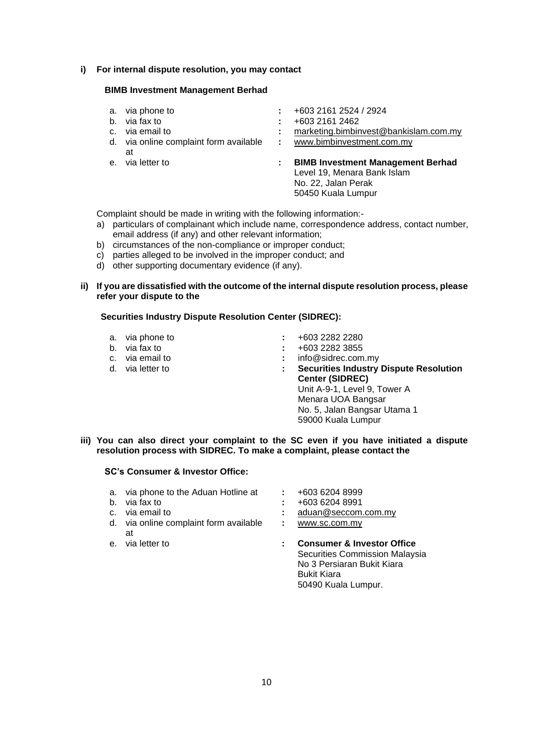**i) For internal dispute resolution, you may contact**

**BIMB Investment Management Berhad**

| | | |
|---|---|---|
| a. via phone to | : | +603 2161 2524 / 2924 |
| b. via fax to | : | +603 2161 2462 |
| c. via email to | : | marketing.bimbinvest@bankislam.com.my |
| d. via online complaint form available at | : | www.bimbinvestment.com.my |
| e. via letter to | : | **BIMB Investment Management Berhad**<br>Level 19, Menara Bank Islam<br>No. 22, Jalan Perak<br>50450 Kuala Lumpur |

Complaint should be made in writing with the following information:-

a) particulars of complainant which include name, correspondence address, contact number, email address (if any) and other relevant information;
b) circumstances of the non-compliance or improper conduct;
c) parties alleged to be involved in the improper conduct; and
d) other supporting documentary evidence (if any).

**ii) If you are dissatisfied with the outcome of the internal dispute resolution process, please refer your dispute to the**

**Securities Industry Dispute Resolution Center (SIDREC):**

| | | |
|---|---|---|
| a. via phone to | : | +603 2282 2280 |
| b. via fax to | : | +603 2282 3855 |
| c. via email to | : | info@sidrec.com.my |
| d. via letter to | : | **Securities Industry Dispute Resolution Center (SIDREC)**<br>Unit A-9-1, Level 9, Tower A<br>Menara UOA Bangsar<br>No. 5, Jalan Bangsar Utama 1<br>59000 Kuala Lumpur |

**iii) You can also direct your complaint to the SC even if you have initiated a dispute resolution process with SIDREC. To make a complaint, please contact the**

**SC's Consumer & Investor Office:**

| | | |
|---|---|---|
| a. via phone to the Aduan Hotline at | : | +603 6204 8999 |
| b. via fax to | : | +603 6204 8991 |
| c. via email to | : | aduan@seccom.com.my |
| d. via online complaint form available at | : | www.sc.com.my |
| e. via letter to | : | **Consumer & Investor Office**<br>Securities Commission Malaysia<br>No 3 Persiaran Bukit Kiara<br>Bukit Kiara<br>50490 Kuala Lumpur. |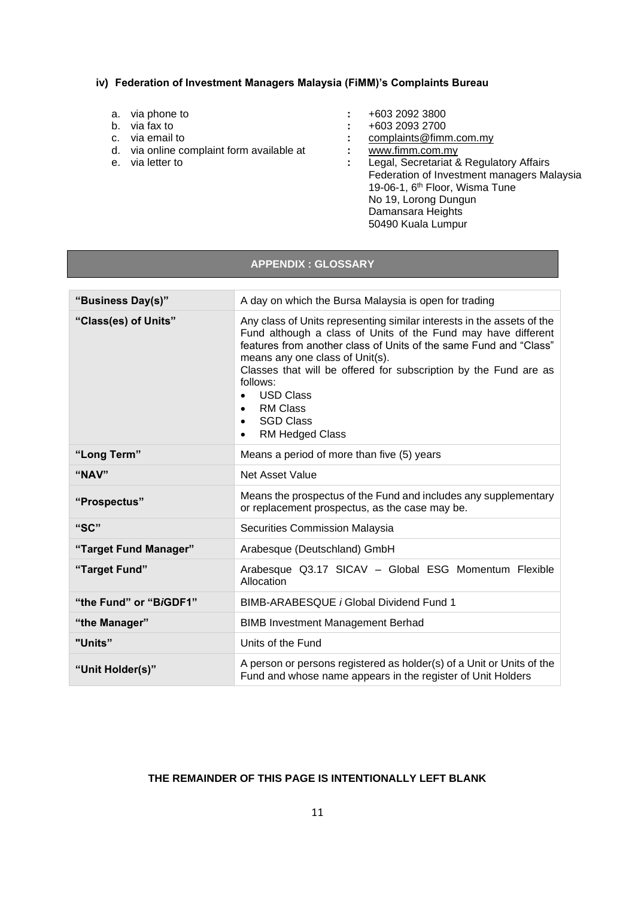#### iv) Federation of Investment Managers Malaysia (FiMM)'s Complaints Bureau

a. via phone to : +603 2092 3800
b. via fax to : +603 2093 2700
c. via email to : complaints@fimm.com.my
d. via online complaint form available at : www.fimm.com.my
e. via letter to : Legal, Secretariat & Regulatory Affairs
Federation of Investment managers Malaysia
19-06-1, 6th Floor, Wisma Tune
No 19, Lorong Dungun
Damansara Heights
50490 Kuala Lumpur

## APPENDIX : GLOSSARY

| | |
|---|---|
| **"Business Day(s)"** | A day on which the Bursa Malaysia is open for trading |
| **"Class(es) of Units"** | Any class of Units representing similar interests in the assets of the Fund although a class of Units of the Fund may have different features from another class of Units of the same Fund and "Class" means any one class of Unit(s).<br>Classes that will be offered for subscription by the Fund are as follows:<br>• USD Class<br>• RM Class<br>• SGD Class<br>• RM Hedged Class |
| **"Long Term"** | Means a period of more than five (5) years |
| **"NAV"** | Net Asset Value |
| **"Prospectus"** | Means the prospectus of the Fund and includes any supplementary or replacement prospectus, as the case may be. |
| **"SC"** | Securities Commission Malaysia |
| **"Target Fund Manager"** | Arabesque (Deutschland) GmbH |
| **"Target Fund"** | Arabesque Q3.17 SICAV – Global ESG Momentum Flexible Allocation |
| **"the Fund" or "B*i*GDF1"** | BIMB-ARABESQUE *i* Global Dividend Fund 1 |
| **"the Manager"** | BIMB Investment Management Berhad |
| **"Units"** | Units of the Fund |
| **"Unit Holder(s)"** | A person or persons registered as holder(s) of a Unit or Units of the Fund and whose name appears in the register of Unit Holders |

**THE REMAINDER OF THIS PAGE IS INTENTIONALLY LEFT BLANK**